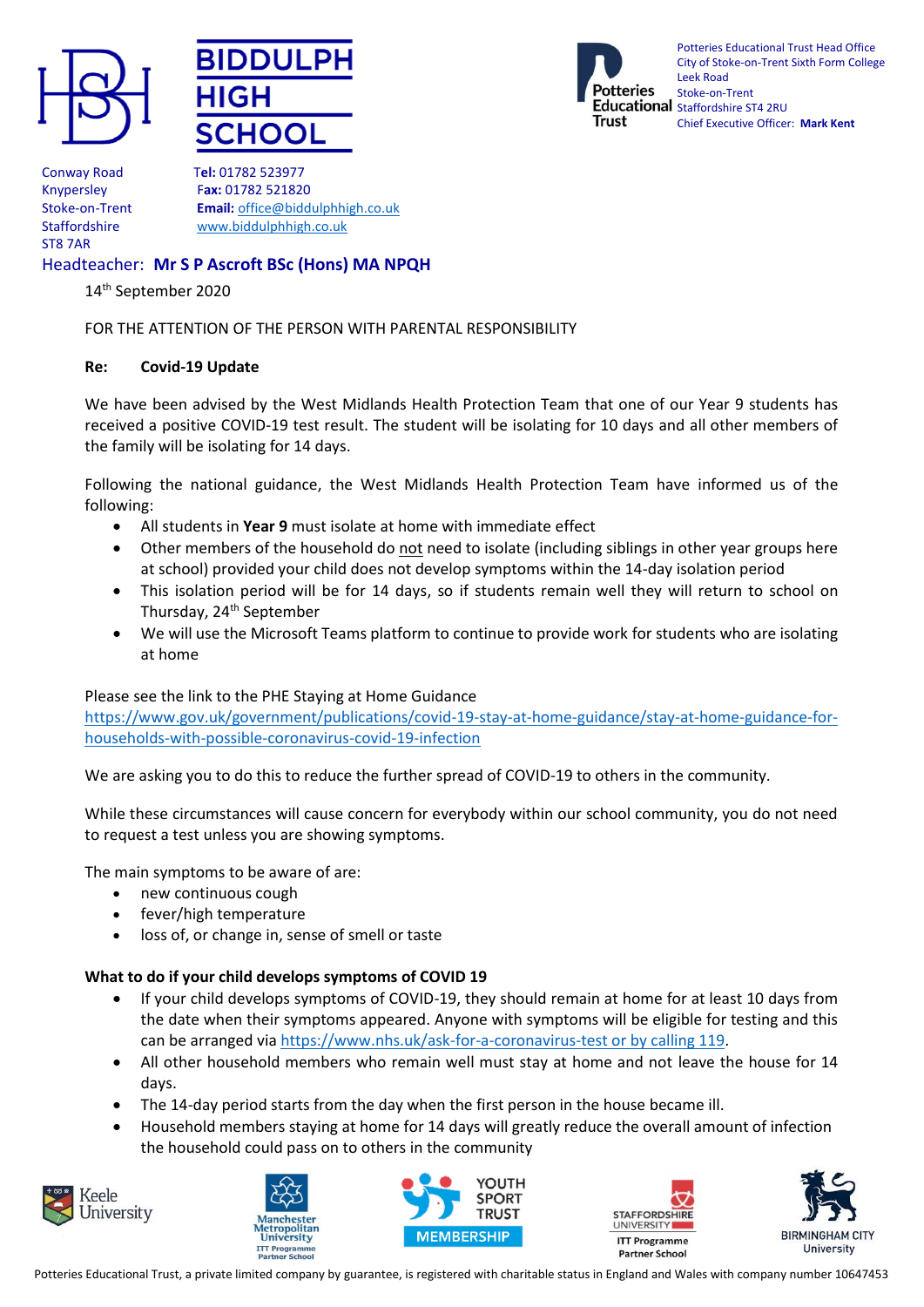BIDDULPH HIGH SCHOOL

Conway Road
Knypersley
Stoke-on-Trent
Staffordshire
ST8 7AR

**Tel:** 01782 523977
**Fax:** 01782 521820
**Email:** office@biddulphhigh.co.uk
www.biddulphhigh.co.uk

Potteries Educational Trust

Potteries Educational Trust Head Office
City of Stoke-on-Trent Sixth Form College
Leek Road
Stoke-on-Trent
Staffordshire ST4 2RU
Chief Executive Officer: **Mark Kent**

Headteacher: **Mr S P Ascroft BSc (Hons) MA NPQH**

14th September 2020

FOR THE ATTENTION OF THE PERSON WITH PARENTAL RESPONSIBILITY

**Re: Covid-19 Update**

We have been advised by the West Midlands Health Protection Team that one of our Year 9 students has received a positive COVID-19 test result. The student will be isolating for 10 days and all other members of the family will be isolating for 14 days.

Following the national guidance, the West Midlands Health Protection Team have informed us of the following:

- All students in **Year 9** must isolate at home with immediate effect
- Other members of the household do not need to isolate (including siblings in other year groups here at school) provided your child does not develop symptoms within the 14-day isolation period
- This isolation period will be for 14 days, so if students remain well they will return to school on Thursday, 24th September
- We will use the Microsoft Teams platform to continue to provide work for students who are isolating at home

Please see the link to the PHE Staying at Home Guidance
https://www.gov.uk/government/publications/covid-19-stay-at-home-guidance/stay-at-home-guidance-for-households-with-possible-coronavirus-covid-19-infection

We are asking you to do this to reduce the further spread of COVID-19 to others in the community.

While these circumstances will cause concern for everybody within our school community, you do not need to request a test unless you are showing symptoms.

The main symptoms to be aware of are:

- new continuous cough
- fever/high temperature
- loss of, or change in, sense of smell or taste

**What to do if your child develops symptoms of COVID 19**

- If your child develops symptoms of COVID-19, they should remain at home for at least 10 days from the date when their symptoms appeared. Anyone with symptoms will be eligible for testing and this can be arranged via https://www.nhs.uk/ask-for-a-coronavirus-test or by calling 119.
- All other household members who remain well must stay at home and not leave the house for 14 days.
- The 14-day period starts from the day when the first person in the house became ill.
- Household members staying at home for 14 days will greatly reduce the overall amount of infection the household could pass on to others in the community

Keele University | Manchester Metropolitan University ITT Programme Partner School | Youth Sport Trust Membership | Staffordshire University ITT Programme Partner School | Birmingham City University

Potteries Educational Trust, a private limited company by guarantee, is registered with charitable status in England and Wales with company number 10647453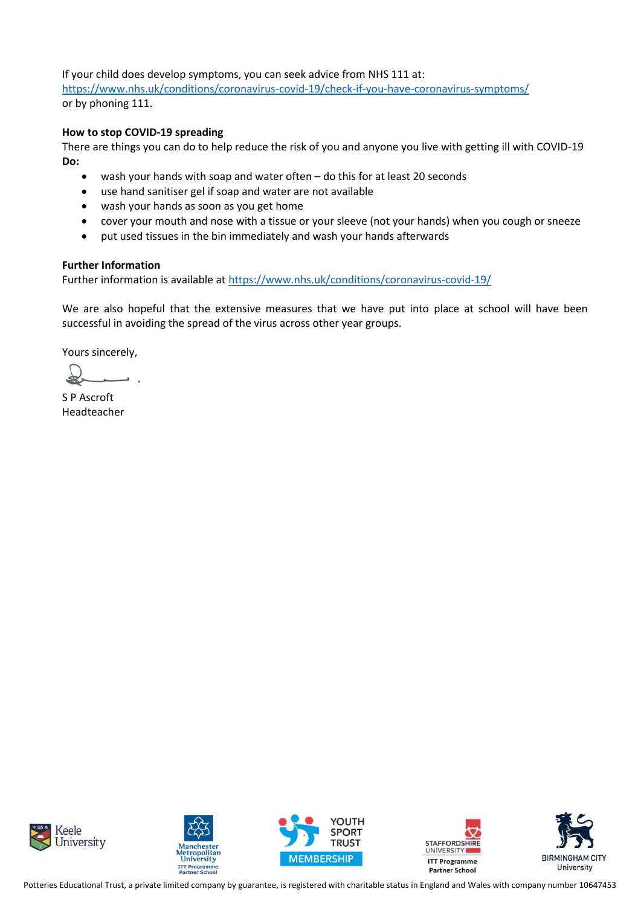If your child does develop symptoms, you can seek advice from NHS 111 at: https://www.nhs.uk/conditions/coronavirus-covid-19/check-if-you-have-coronavirus-symptoms/ or by phoning 111.

**How to stop COVID-19 spreading**

There are things you can do to help reduce the risk of you and anyone you live with getting ill with COVID-19

**Do:**

- wash your hands with soap and water often – do this for at least 20 seconds
- use hand sanitiser gel if soap and water are not available
- wash your hands as soon as you get home
- cover your mouth and nose with a tissue or your sleeve (not your hands) when you cough or sneeze
- put used tissues in the bin immediately and wash your hands afterwards

**Further Information**

Further information is available at https://www.nhs.uk/conditions/coronavirus-covid-19/

We are also hopeful that the extensive measures that we have put into place at school will have been successful in avoiding the spread of the virus across other year groups.

Yours sincerely,

S P Ascroft
Headteacher

Keele University

Manchester Metropolitan University ITT Programme Partner School

YOUTH SPORT TRUST MEMBERSHIP

STAFFORDSHIRE UNIVERSITY ITT Programme Partner School

BIRMINGHAM CITY University

Potteries Educational Trust, a private limited company by guarantee, is registered with charitable status in England and Wales with company number 10647453